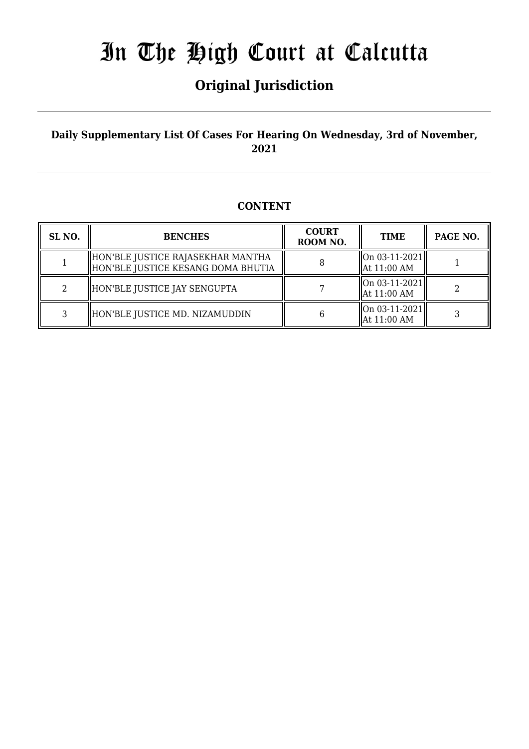# In The High Court at Calcutta

## Original Jurisdiction

**Daily Supplementary List Of Cases For Hearing On Wednesday, 3rd of November, 2021**

**CONTENT**

| SL NO. | BENCHES | COURT ROOM NO. | TIME | PAGE NO. |
|---|---|---|---|---|
| 1 | HON'BLE JUSTICE RAJASEKHAR MANTHA<br>HON'BLE JUSTICE KESANG DOMA BHUTIA | 8 | On 03-11-2021<br>At 11:00 AM | 1 |
| 2 | HON'BLE JUSTICE JAY SENGUPTA | 7 | On 03-11-2021<br>At 11:00 AM | 2 |
| 3 | HON'BLE JUSTICE MD. NIZAMUDDIN | 6 | On 03-11-2021<br>At 11:00 AM | 3 |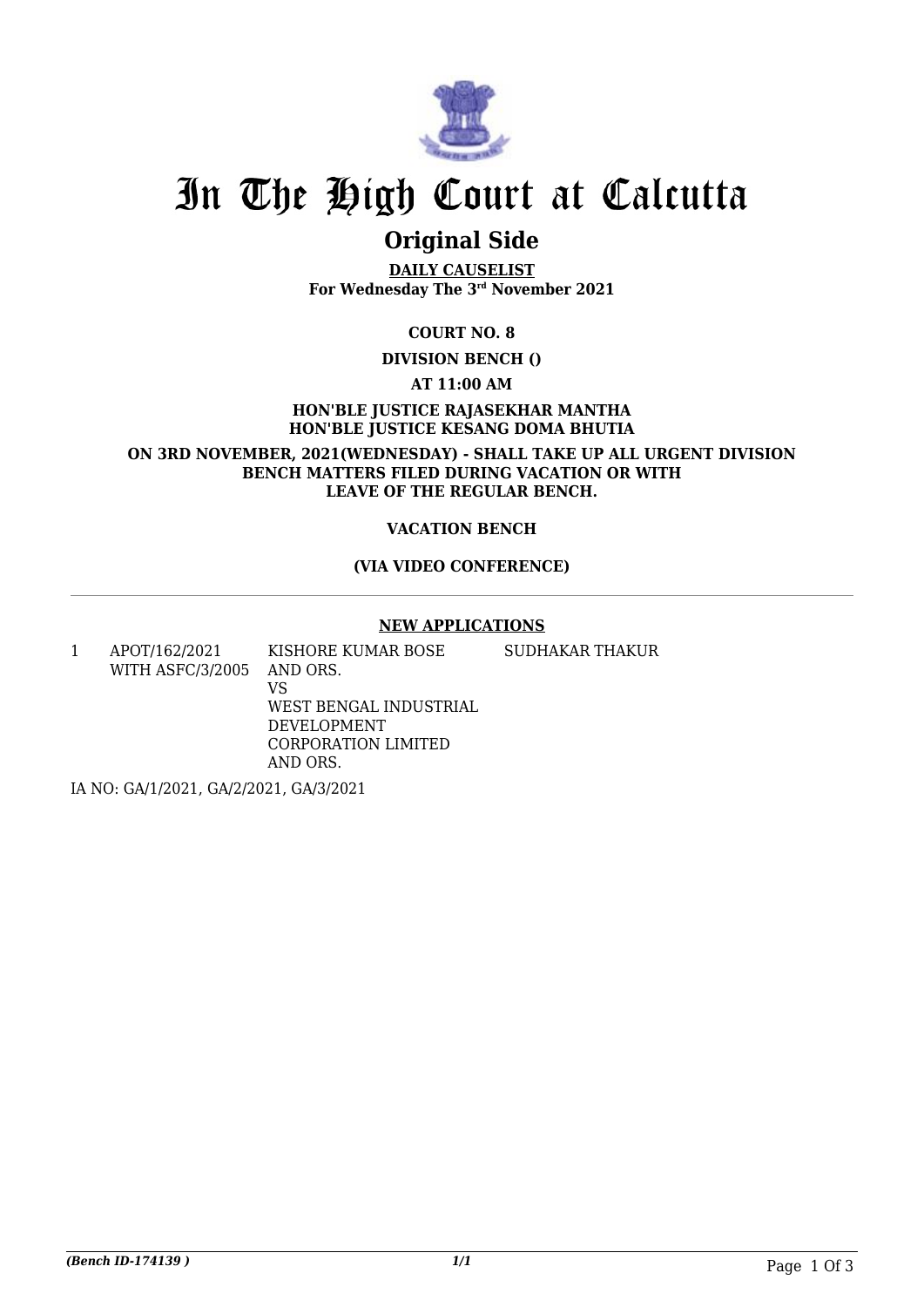# In The High Court at Calcutta

## Original Side

**DAILY CAUSELIST**
**For Wednesday The 3rd November 2021**

**COURT NO. 8**

**DIVISION BENCH ()**

**AT 11:00 AM**

**HON'BLE JUSTICE RAJASEKHAR MANTHA**
**HON'BLE JUSTICE KESANG DOMA BHUTIA**

**ON 3RD NOVEMBER, 2021(WEDNESDAY) - SHALL TAKE UP ALL URGENT DIVISION BENCH MATTERS FILED DURING VACATION OR WITH LEAVE OF THE REGULAR BENCH.**

**VACATION BENCH**

**(VIA VIDEO CONFERENCE)**

---

**NEW APPLICATIONS**

| | | | |
|---|---|---|---|
| 1 | APOT/162/2021 WITH ASFC/3/2005 | KISHORE KUMAR BOSE AND ORS. VS WEST BENGAL INDUSTRIAL DEVELOPMENT CORPORATION LIMITED AND ORS. | SUDHAKAR THAKUR |

IA NO: GA/1/2021, GA/2/2021, GA/3/2021

*(Bench ID-174139 )* *1/1*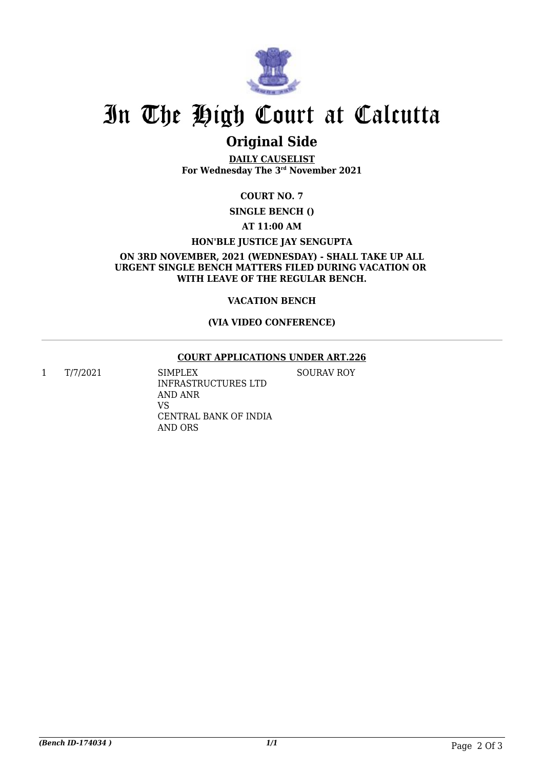# In The High Court at Calcutta

## Original Side

**DAILY CAUSELIST**
**For Wednesday The 3rd November 2021**

**COURT NO. 7**

**SINGLE BENCH ()**

**AT 11:00 AM**

**HON'BLE JUSTICE JAY SENGUPTA**

**ON 3RD NOVEMBER, 2021 (WEDNESDAY) - SHALL TAKE UP ALL URGENT SINGLE BENCH MATTERS FILED DURING VACATION OR WITH LEAVE OF THE REGULAR BENCH.**

**VACATION BENCH**

**(VIA VIDEO CONFERENCE)**

---

**COURT APPLICATIONS UNDER ART.226**

| | | | |
|---|---|---|---|
| 1 | T/7/2021 | SIMPLEX INFRASTRUCTURES LTD AND ANR VS CENTRAL BANK OF INDIA AND ORS | SOURAV ROY |

*(Bench ID-174034 )* 1/1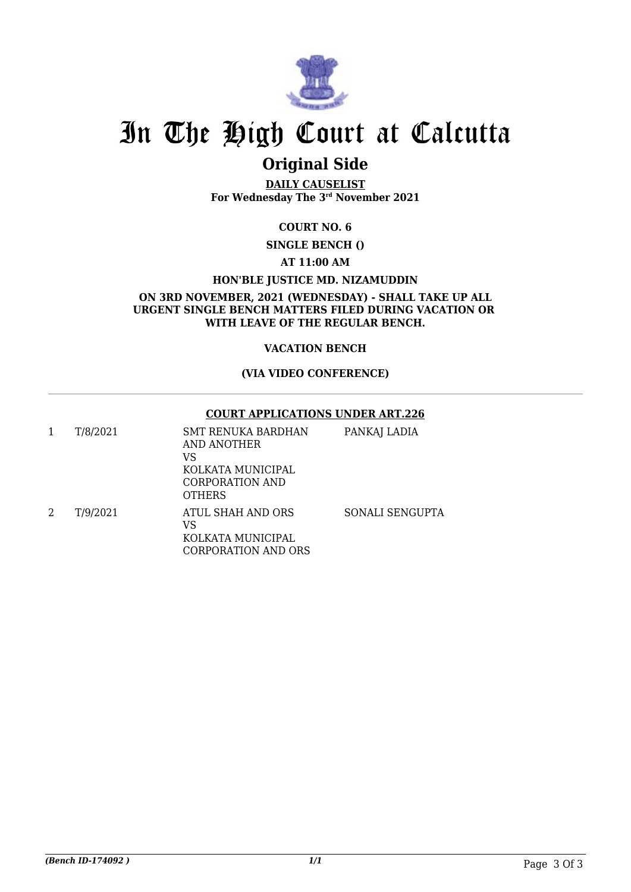# In The High Court at Calcutta

## Original Side

**DAILY CAUSELIST**
**For Wednesday The 3rd November 2021**

**COURT NO. 6**

**SINGLE BENCH ()**

**AT 11:00 AM**

**HON'BLE JUSTICE MD. NIZAMUDDIN**

**ON 3RD NOVEMBER, 2021 (WEDNESDAY) - SHALL TAKE UP ALL URGENT SINGLE BENCH MATTERS FILED DURING VACATION OR WITH LEAVE OF THE REGULAR BENCH.**

**VACATION BENCH**

**(VIA VIDEO CONFERENCE)**

**COURT APPLICATIONS UNDER ART.226**

| | | | |
|---|---|---|---|
| 1 | T/8/2021 | SMT RENUKA BARDHAN AND ANOTHER<br>VS<br>KOLKATA MUNICIPAL CORPORATION AND OTHERS | PANKAJ LADIA |
| 2 | T/9/2021 | ATUL SHAH AND ORS<br>VS<br>KOLKATA MUNICIPAL CORPORATION AND ORS | SONALI SENGUPTA |

*(Bench ID-174092 )*